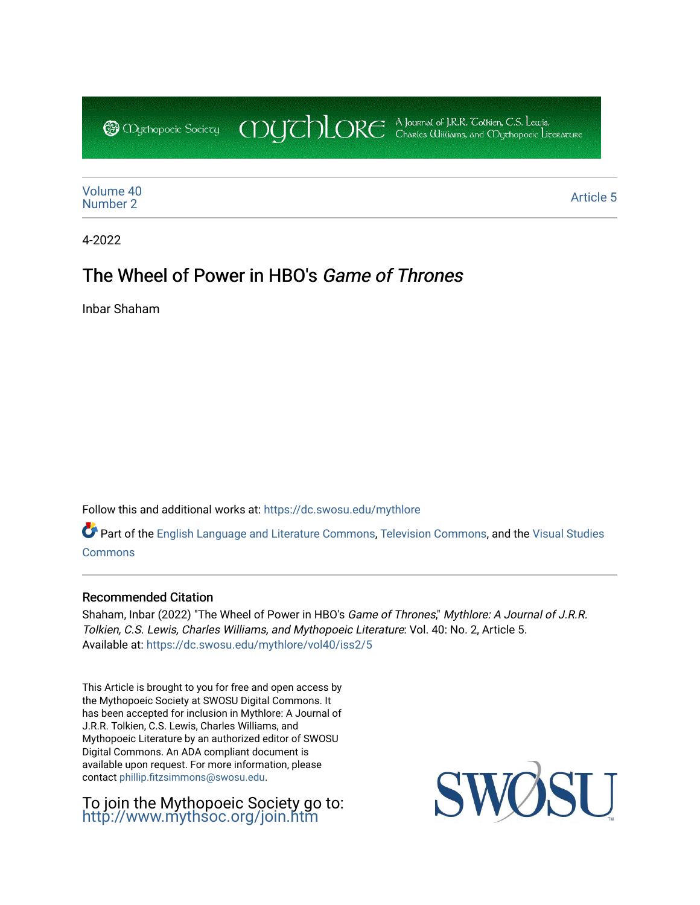Mythopoeic Society Mythlore A Journal of J.R.R. Tolkien, C.S. Lewis, Charles Williams, and Mythopoeic Literature

Volume 40
Number 2

Article 5

4-2022

# The Wheel of Power in HBO's *Game of Thrones*

Inbar Shaham

Follow this and additional works at: https://dc.swosu.edu/mythlore

Part of the English Language and Literature Commons, Television Commons, and the Visual Studies Commons

## Recommended Citation

Shaham, Inbar (2022) "The Wheel of Power in HBO's *Game of Thrones*," *Mythlore: A Journal of J.R.R. Tolkien, C.S. Lewis, Charles Williams, and Mythopoeic Literature*: Vol. 40: No. 2, Article 5.
Available at: https://dc.swosu.edu/mythlore/vol40/iss2/5

This Article is brought to you for free and open access by the Mythopoeic Society at SWOSU Digital Commons. It has been accepted for inclusion in Mythlore: A Journal of J.R.R. Tolkien, C.S. Lewis, Charles Williams, and Mythopoeic Literature by an authorized editor of SWOSU Digital Commons. An ADA compliant document is available upon request. For more information, please contact phillip.fitzsimmons@swosu.edu.

To join the Mythopoeic Society go to: http://www.mythsoc.org/join.htm

SWOSU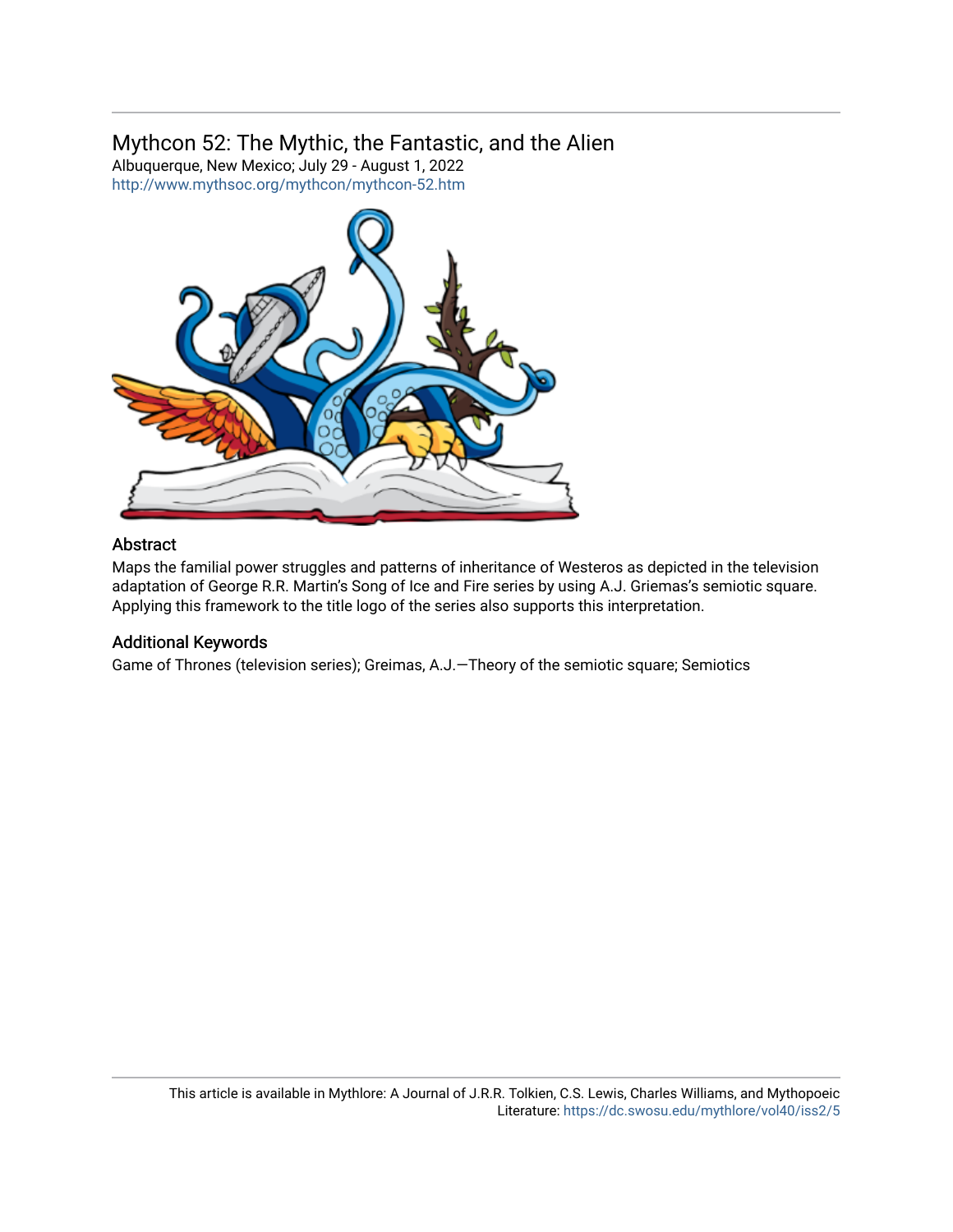## Mythcon 52: The Mythic, the Fantastic, and the Alien

Albuquerque, New Mexico; July 29 - August 1, 2022

http://www.mythsoc.org/mythcon/mythcon-52.htm

### Abstract

Maps the familial power struggles and patterns of inheritance of Westeros as depicted in the television adaptation of George R.R. Martin's Song of Ice and Fire series by using A.J. Griemas's semiotic square. Applying this framework to the title logo of the series also supports this interpretation.

### Additional Keywords

Game of Thrones (television series); Greimas, A.J.—Theory of the semiotic square; Semiotics

This article is available in Mythlore: A Journal of J.R.R. Tolkien, C.S. Lewis, Charles Williams, and Mythopoeic Literature: https://dc.swosu.edu/mythlore/vol40/iss2/5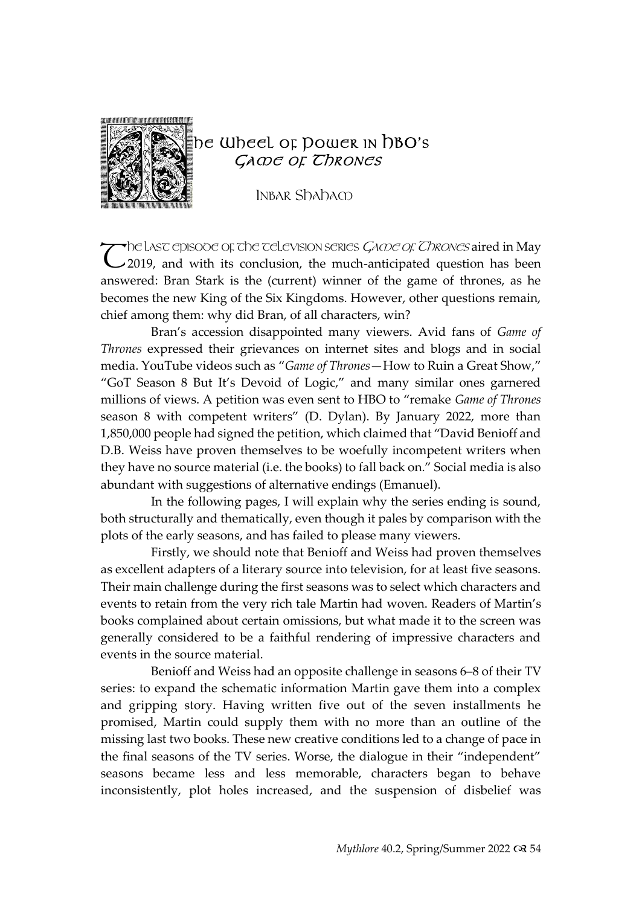# The Wheel of Power in HBO's *Game of Thrones*

Inbar Shaham

The last episode of the television series *Game of Thrones* aired in May 2019, and with its conclusion, the much-anticipated question has been answered: Bran Stark is the (current) winner of the game of thrones, as he becomes the new King of the Six Kingdoms. However, other questions remain, chief among them: why did Bran, of all characters, win?

Bran's accession disappointed many viewers. Avid fans of *Game of Thrones* expressed their grievances on internet sites and blogs and in social media. YouTube videos such as "*Game of Thrones*—How to Ruin a Great Show," "GoT Season 8 But It's Devoid of Logic," and many similar ones garnered millions of views. A petition was even sent to HBO to "remake *Game of Thrones* season 8 with competent writers" (D. Dylan). By January 2022, more than 1,850,000 people had signed the petition, which claimed that "David Benioff and D.B. Weiss have proven themselves to be woefully incompetent writers when they have no source material (i.e. the books) to fall back on." Social media is also abundant with suggestions of alternative endings (Emanuel).

In the following pages, I will explain why the series ending is sound, both structurally and thematically, even though it pales by comparison with the plots of the early seasons, and has failed to please many viewers.

Firstly, we should note that Benioff and Weiss had proven themselves as excellent adapters of a literary source into television, for at least five seasons. Their main challenge during the first seasons was to select which characters and events to retain from the very rich tale Martin had woven. Readers of Martin's books complained about certain omissions, but what made it to the screen was generally considered to be a faithful rendering of impressive characters and events in the source material.

Benioff and Weiss had an opposite challenge in seasons 6–8 of their TV series: to expand the schematic information Martin gave them into a complex and gripping story. Having written five out of the seven installments he promised, Martin could supply them with no more than an outline of the missing last two books. These new creative conditions led to a change of pace in the final seasons of the TV series. Worse, the dialogue in their "independent" seasons became less and less memorable, characters began to behave inconsistently, plot holes increased, and the suspension of disbelief was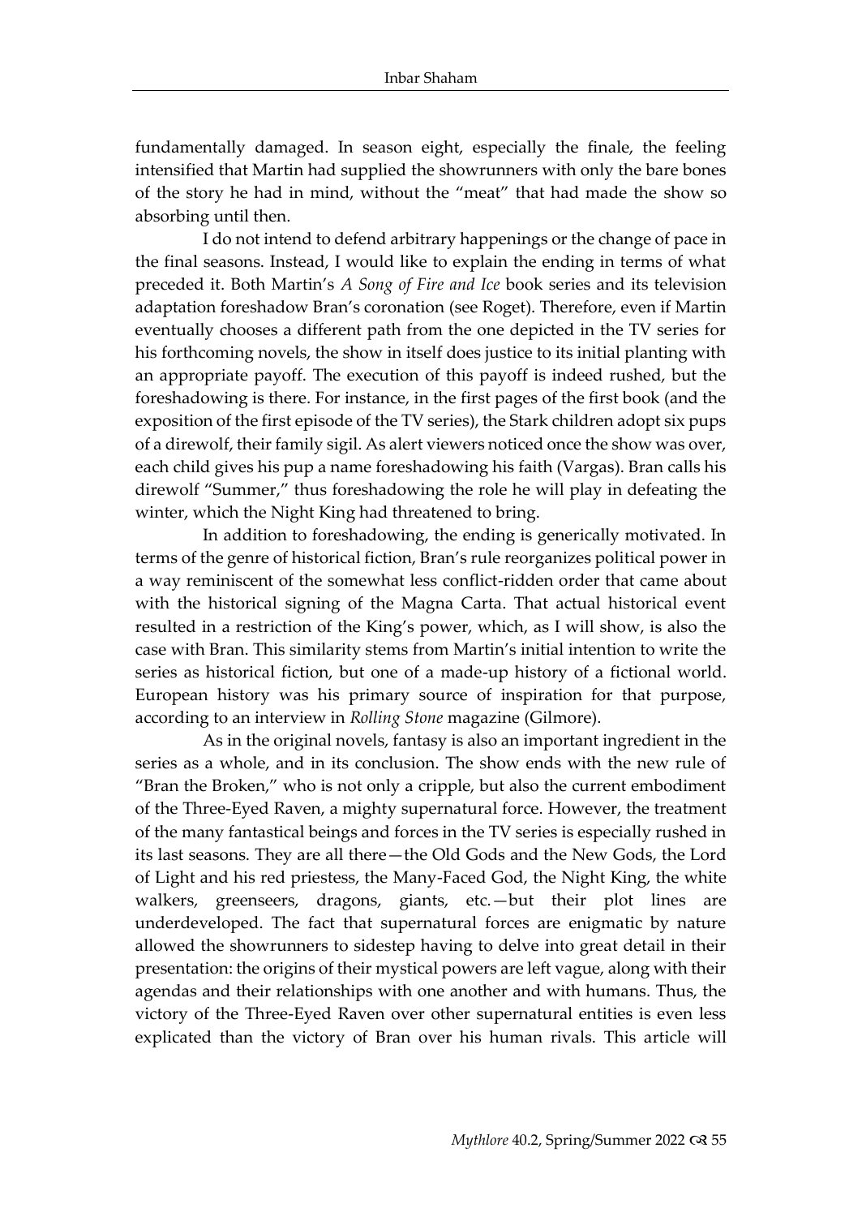fundamentally damaged. In season eight, especially the finale, the feeling intensified that Martin had supplied the showrunners with only the bare bones of the story he had in mind, without the "meat" that had made the show so absorbing until then.

I do not intend to defend arbitrary happenings or the change of pace in the final seasons. Instead, I would like to explain the ending in terms of what preceded it. Both Martin's *A Song of Fire and Ice* book series and its television adaptation foreshadow Bran's coronation (see Roget). Therefore, even if Martin eventually chooses a different path from the one depicted in the TV series for his forthcoming novels, the show in itself does justice to its initial planting with an appropriate payoff. The execution of this payoff is indeed rushed, but the foreshadowing is there. For instance, in the first pages of the first book (and the exposition of the first episode of the TV series), the Stark children adopt six pups of a direwolf, their family sigil. As alert viewers noticed once the show was over, each child gives his pup a name foreshadowing his faith (Vargas). Bran calls his direwolf "Summer," thus foreshadowing the role he will play in defeating the winter, which the Night King had threatened to bring.

In addition to foreshadowing, the ending is generically motivated. In terms of the genre of historical fiction, Bran's rule reorganizes political power in a way reminiscent of the somewhat less conflict-ridden order that came about with the historical signing of the Magna Carta. That actual historical event resulted in a restriction of the King's power, which, as I will show, is also the case with Bran. This similarity stems from Martin's initial intention to write the series as historical fiction, but one of a made-up history of a fictional world. European history was his primary source of inspiration for that purpose, according to an interview in *Rolling Stone* magazine (Gilmore).

As in the original novels, fantasy is also an important ingredient in the series as a whole, and in its conclusion. The show ends with the new rule of "Bran the Broken," who is not only a cripple, but also the current embodiment of the Three-Eyed Raven, a mighty supernatural force. However, the treatment of the many fantastical beings and forces in the TV series is especially rushed in its last seasons. They are all there—the Old Gods and the New Gods, the Lord of Light and his red priestess, the Many-Faced God, the Night King, the white walkers, greenseers, dragons, giants, etc.—but their plot lines are underdeveloped. The fact that supernatural forces are enigmatic by nature allowed the showrunners to sidestep having to delve into great detail in their presentation: the origins of their mystical powers are left vague, along with their agendas and their relationships with one another and with humans. Thus, the victory of the Three-Eyed Raven over other supernatural entities is even less explicated than the victory of Bran over his human rivals. This article will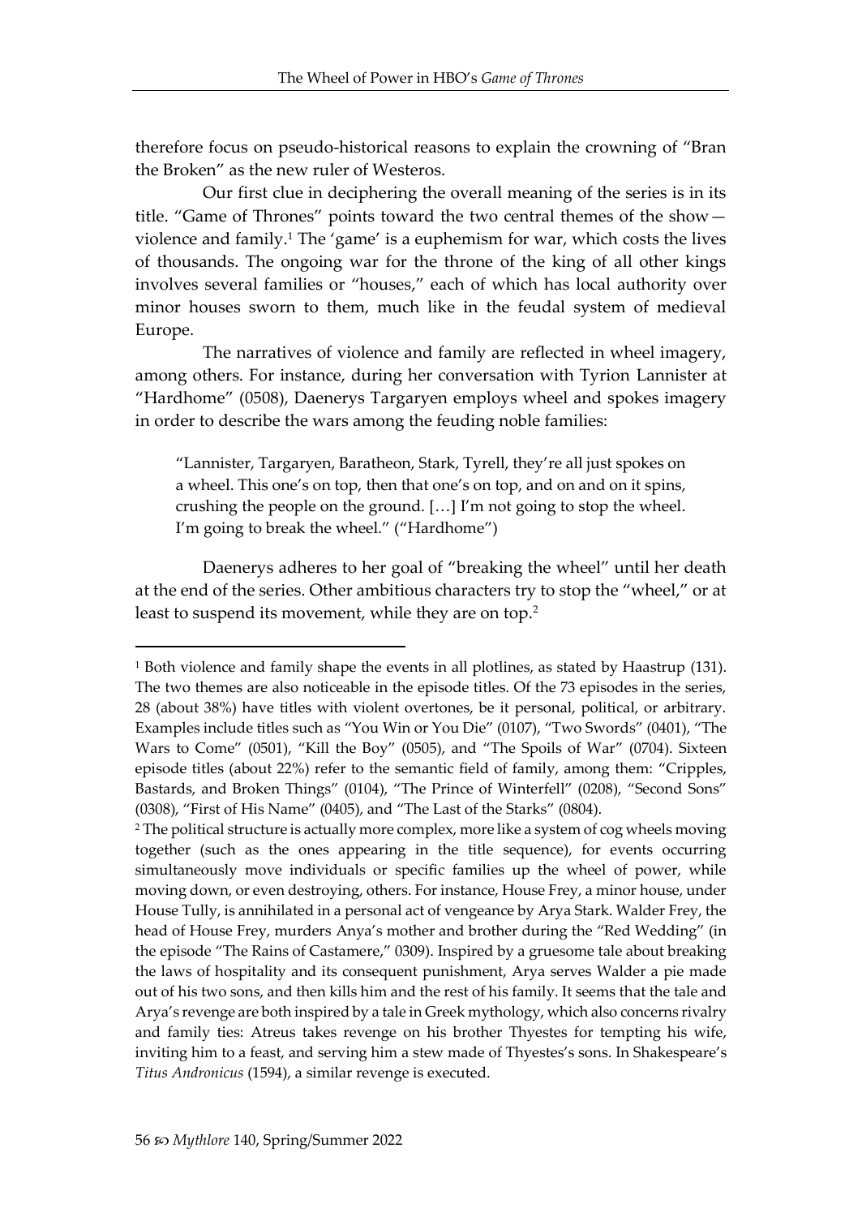therefore focus on pseudo-historical reasons to explain the crowning of "Bran the Broken" as the new ruler of Westeros.

Our first clue in deciphering the overall meaning of the series is in its title. "Game of Thrones" points toward the two central themes of the show—violence and family.[1] The 'game' is a euphemism for war, which costs the lives of thousands. The ongoing war for the throne of the king of all other kings involves several families or "houses," each of which has local authority over minor houses sworn to them, much like in the feudal system of medieval Europe.

The narratives of violence and family are reflected in wheel imagery, among others. For instance, during her conversation with Tyrion Lannister at "Hardhome" (0508), Daenerys Targaryen employs wheel and spokes imagery in order to describe the wars among the feuding noble families:

> "Lannister, Targaryen, Baratheon, Stark, Tyrell, they're all just spokes on a wheel. This one's on top, then that one's on top, and on and on it spins, crushing the people on the ground. […] I'm not going to stop the wheel. I'm going to break the wheel." ("Hardhome")

Daenerys adheres to her goal of "breaking the wheel" until her death at the end of the series. Other ambitious characters try to stop the "wheel," or at least to suspend its movement, while they are on top.[2]

---

[1] Both violence and family shape the events in all plotlines, as stated by Haastrup (131). The two themes are also noticeable in the episode titles. Of the 73 episodes in the series, 28 (about 38%) have titles with violent overtones, be it personal, political, or arbitrary. Examples include titles such as "You Win or You Die" (0107), "Two Swords" (0401), "The Wars to Come" (0501), "Kill the Boy" (0505), and "The Spoils of War" (0704). Sixteen episode titles (about 22%) refer to the semantic field of family, among them: "Cripples, Bastards, and Broken Things" (0104), "The Prince of Winterfell" (0208), "Second Sons" (0308), "First of His Name" (0405), and "The Last of the Starks" (0804).

[2] The political structure is actually more complex, more like a system of cog wheels moving together (such as the ones appearing in the title sequence), for events occurring simultaneously move individuals or specific families up the wheel of power, while moving down, or even destroying, others. For instance, House Frey, a minor house, under House Tully, is annihilated in a personal act of vengeance by Arya Stark. Walder Frey, the head of House Frey, murders Anya's mother and brother during the "Red Wedding" (in the episode "The Rains of Castamere," 0309). Inspired by a gruesome tale about breaking the laws of hospitality and its consequent punishment, Arya serves Walder a pie made out of his two sons, and then kills him and the rest of his family. It seems that the tale and Arya's revenge are both inspired by a tale in Greek mythology, which also concerns rivalry and family ties: Atreus takes revenge on his brother Thyestes for tempting his wife, inviting him to a feast, and serving him a stew made of Thyestes's sons. In Shakespeare's *Titus Andronicus* (1594), a similar revenge is executed.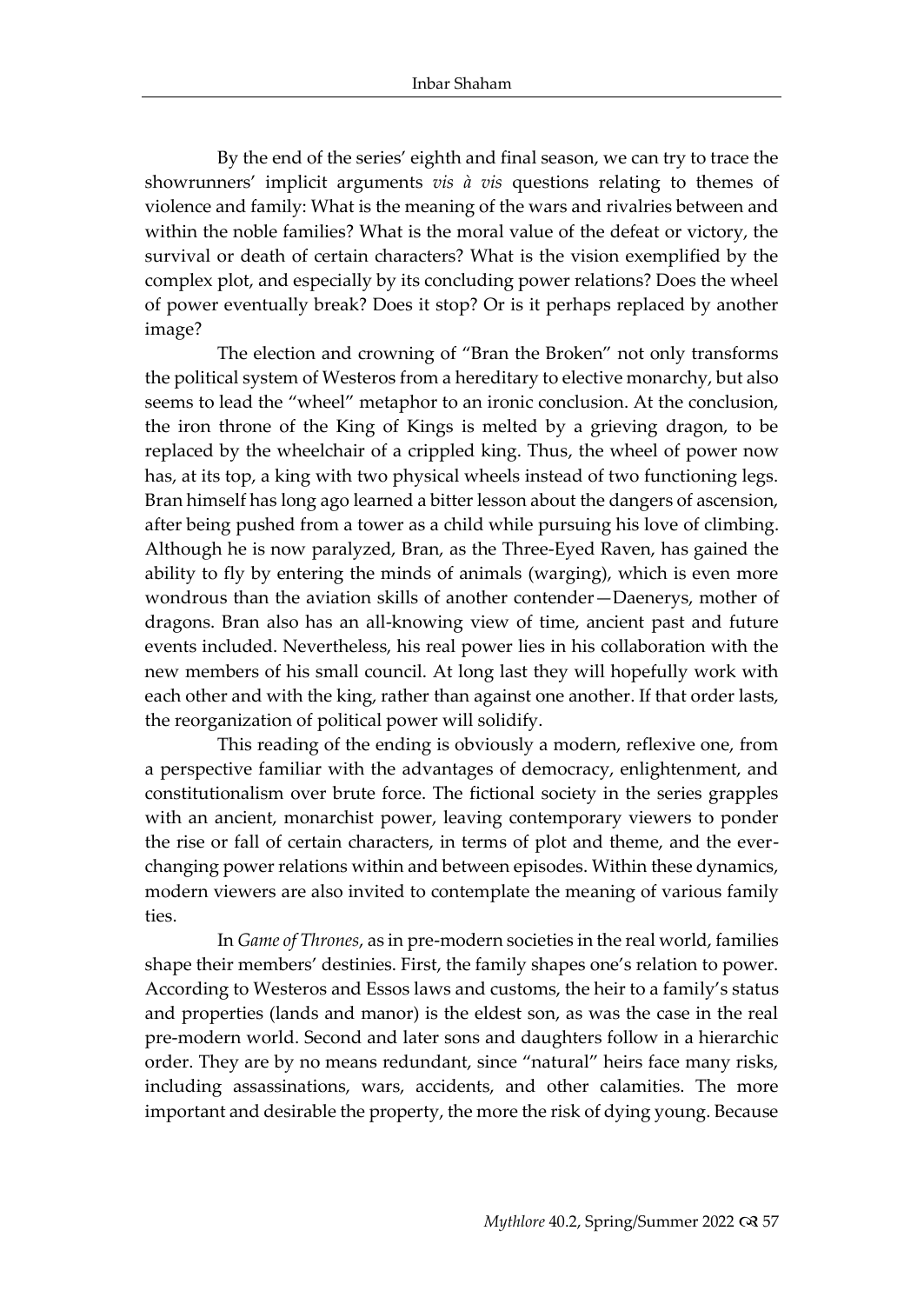By the end of the series' eighth and final season, we can try to trace the showrunners' implicit arguments *vis à vis* questions relating to themes of violence and family: What is the meaning of the wars and rivalries between and within the noble families? What is the moral value of the defeat or victory, the survival or death of certain characters? What is the vision exemplified by the complex plot, and especially by its concluding power relations? Does the wheel of power eventually break? Does it stop? Or is it perhaps replaced by another image?

The election and crowning of "Bran the Broken" not only transforms the political system of Westeros from a hereditary to elective monarchy, but also seems to lead the "wheel" metaphor to an ironic conclusion. At the conclusion, the iron throne of the King of Kings is melted by a grieving dragon, to be replaced by the wheelchair of a crippled king. Thus, the wheel of power now has, at its top, a king with two physical wheels instead of two functioning legs. Bran himself has long ago learned a bitter lesson about the dangers of ascension, after being pushed from a tower as a child while pursuing his love of climbing. Although he is now paralyzed, Bran, as the Three-Eyed Raven, has gained the ability to fly by entering the minds of animals (warging), which is even more wondrous than the aviation skills of another contender—Daenerys, mother of dragons. Bran also has an all-knowing view of time, ancient past and future events included. Nevertheless, his real power lies in his collaboration with the new members of his small council. At long last they will hopefully work with each other and with the king, rather than against one another. If that order lasts, the reorganization of political power will solidify.

This reading of the ending is obviously a modern, reflexive one, from a perspective familiar with the advantages of democracy, enlightenment, and constitutionalism over brute force. The fictional society in the series grapples with an ancient, monarchist power, leaving contemporary viewers to ponder the rise or fall of certain characters, in terms of plot and theme, and the ever-changing power relations within and between episodes. Within these dynamics, modern viewers are also invited to contemplate the meaning of various family ties.

In *Game of Thrones*, as in pre-modern societies in the real world, families shape their members' destinies. First, the family shapes one's relation to power. According to Westeros and Essos laws and customs, the heir to a family's status and properties (lands and manor) is the eldest son, as was the case in the real pre-modern world. Second and later sons and daughters follow in a hierarchic order. They are by no means redundant, since "natural" heirs face many risks, including assassinations, wars, accidents, and other calamities. The more important and desirable the property, the more the risk of dying young. Because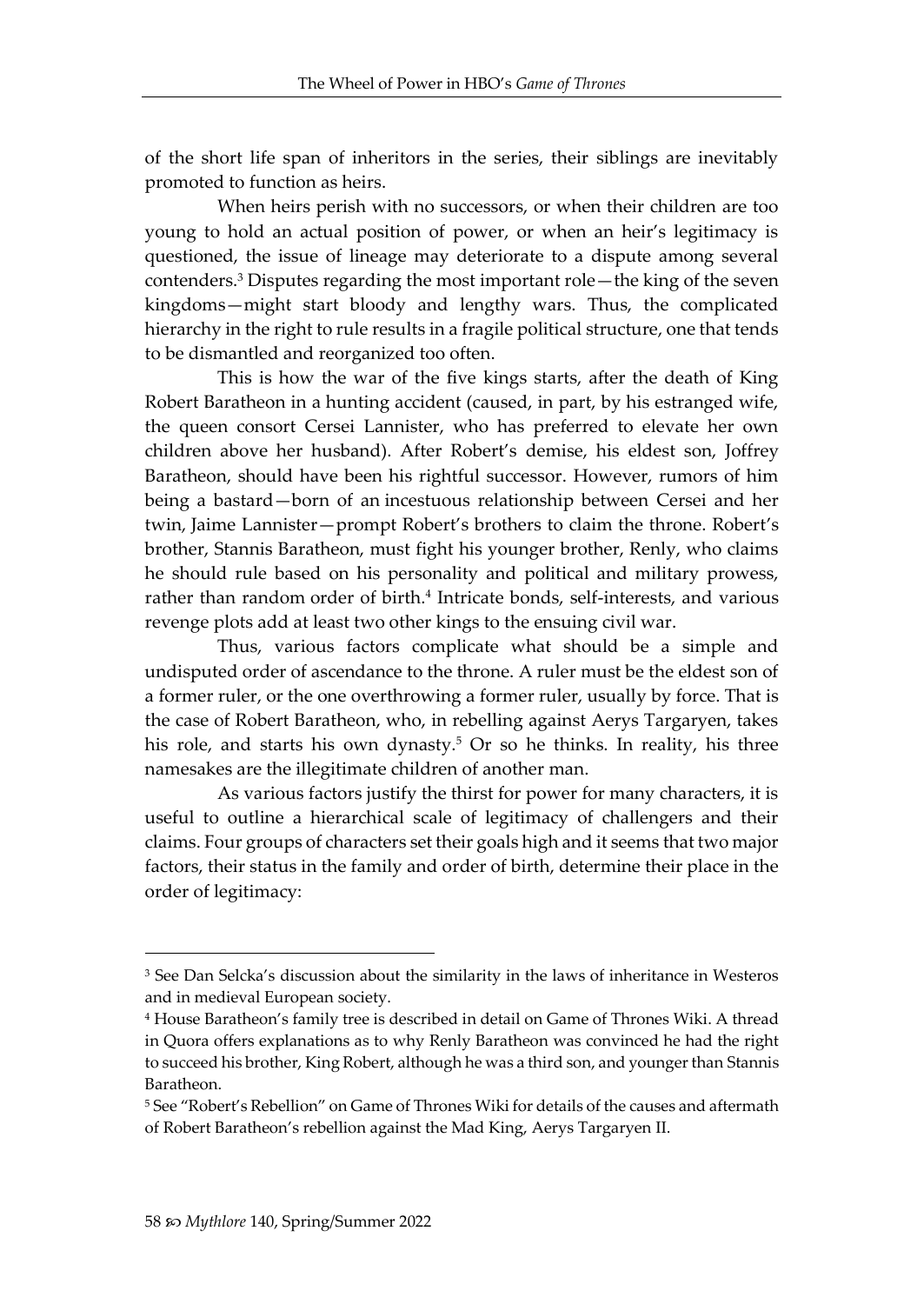of the short life span of inheritors in the series, their siblings are inevitably promoted to function as heirs.

When heirs perish with no successors, or when their children are too young to hold an actual position of power, or when an heir's legitimacy is questioned, the issue of lineage may deteriorate to a dispute among several contenders.[3] Disputes regarding the most important role—the king of the seven kingdoms—might start bloody and lengthy wars. Thus, the complicated hierarchy in the right to rule results in a fragile political structure, one that tends to be dismantled and reorganized too often.

This is how the war of the five kings starts, after the death of King Robert Baratheon in a hunting accident (caused, in part, by his estranged wife, the queen consort Cersei Lannister, who has preferred to elevate her own children above her husband). After Robert's demise, his eldest son, Joffrey Baratheon, should have been his rightful successor. However, rumors of him being a bastard—born of an incestuous relationship between Cersei and her twin, Jaime Lannister—prompt Robert's brothers to claim the throne. Robert's brother, Stannis Baratheon, must fight his younger brother, Renly, who claims he should rule based on his personality and political and military prowess, rather than random order of birth.[4] Intricate bonds, self-interests, and various revenge plots add at least two other kings to the ensuing civil war.

Thus, various factors complicate what should be a simple and undisputed order of ascendance to the throne. A ruler must be the eldest son of a former ruler, or the one overthrowing a former ruler, usually by force. That is the case of Robert Baratheon, who, in rebelling against Aerys Targaryen, takes his role, and starts his own dynasty.[5] Or so he thinks. In reality, his three namesakes are the illegitimate children of another man.

As various factors justify the thirst for power for many characters, it is useful to outline a hierarchical scale of legitimacy of challengers and their claims. Four groups of characters set their goals high and it seems that two major factors, their status in the family and order of birth, determine their place in the order of legitimacy:

---

[3] See Dan Selcka's discussion about the similarity in the laws of inheritance in Westeros and in medieval European society.

[4] House Baratheon's family tree is described in detail on Game of Thrones Wiki. A thread in Quora offers explanations as to why Renly Baratheon was convinced he had the right to succeed his brother, King Robert, although he was a third son, and younger than Stannis Baratheon.

[5] See "Robert's Rebellion" on Game of Thrones Wiki for details of the causes and aftermath of Robert Baratheon's rebellion against the Mad King, Aerys Targaryen II.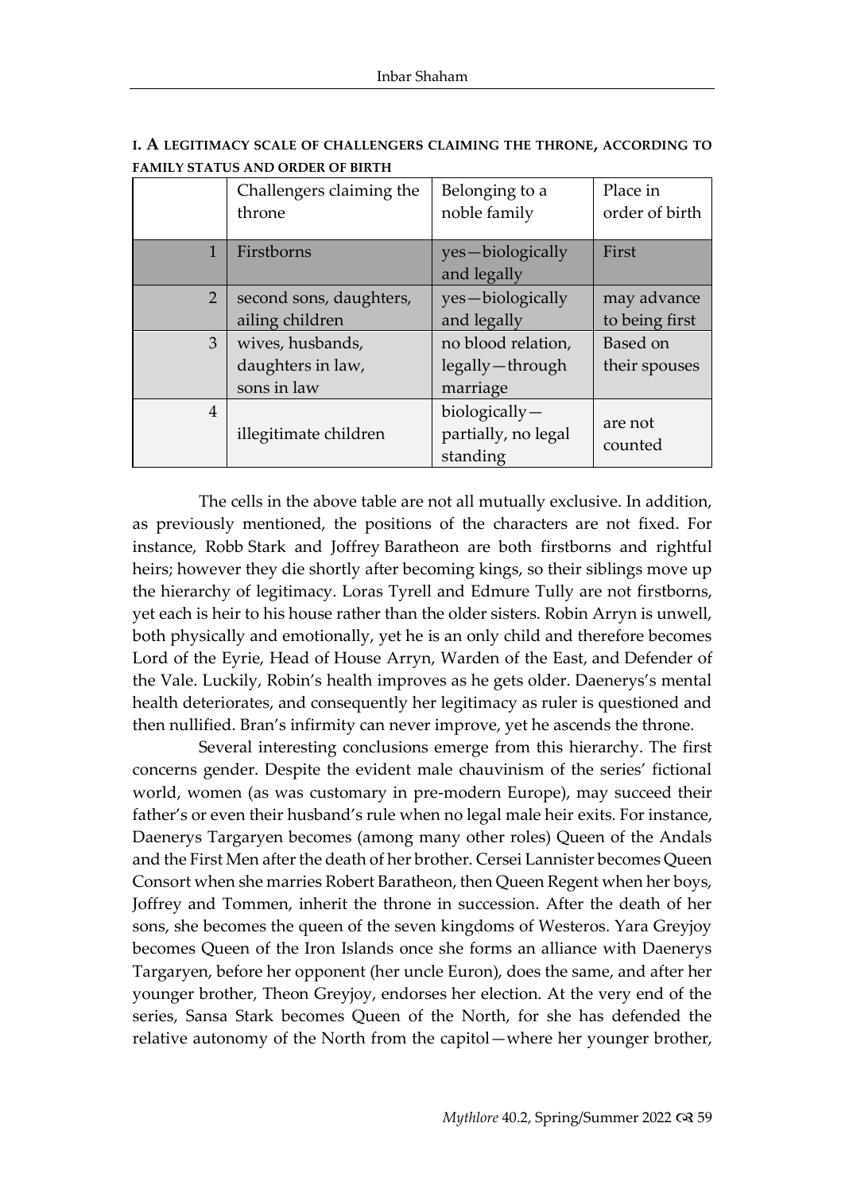**I. A LEGITIMACY SCALE OF CHALLENGERS CLAIMING THE THRONE, ACCORDING TO FAMILY STATUS AND ORDER OF BIRTH**

| | Challengers claiming the throne | Belonging to a noble family | Place in order of birth |
|---|---|---|---|
| 1 | Firstborns | yes—biologically and legally | First |
| 2 | second sons, daughters, ailing children | yes—biologically and legally | may advance to being first |
| 3 | wives, husbands, daughters in law, sons in law | no blood relation, legally—through marriage | Based on their spouses |
| 4 | illegitimate children | biologically—partially, no legal standing | are not counted |

The cells in the above table are not all mutually exclusive. In addition, as previously mentioned, the positions of the characters are not fixed. For instance, Robb Stark and Joffrey Baratheon are both firstborns and rightful heirs; however they die shortly after becoming kings, so their siblings move up the hierarchy of legitimacy. Loras Tyrell and Edmure Tully are not firstborns, yet each is heir to his house rather than the older sisters. Robin Arryn is unwell, both physically and emotionally, yet he is an only child and therefore becomes Lord of the Eyrie, Head of House Arryn, Warden of the East, and Defender of the Vale. Luckily, Robin's health improves as he gets older. Daenerys's mental health deteriorates, and consequently her legitimacy as ruler is questioned and then nullified. Bran's infirmity can never improve, yet he ascends the throne.

Several interesting conclusions emerge from this hierarchy. The first concerns gender. Despite the evident male chauvinism of the series' fictional world, women (as was customary in pre-modern Europe), may succeed their father's or even their husband's rule when no legal male heir exits. For instance, Daenerys Targaryen becomes (among many other roles) Queen of the Andals and the First Men after the death of her brother. Cersei Lannister becomes Queen Consort when she marries Robert Baratheon, then Queen Regent when her boys, Joffrey and Tommen, inherit the throne in succession. After the death of her sons, she becomes the queen of the seven kingdoms of Westeros. Yara Greyjoy becomes Queen of the Iron Islands once she forms an alliance with Daenerys Targaryen, before her opponent (her uncle Euron), does the same, and after her younger brother, Theon Greyjoy, endorses her election. At the very end of the series, Sansa Stark becomes Queen of the North, for she has defended the relative autonomy of the North from the capitol—where her younger brother,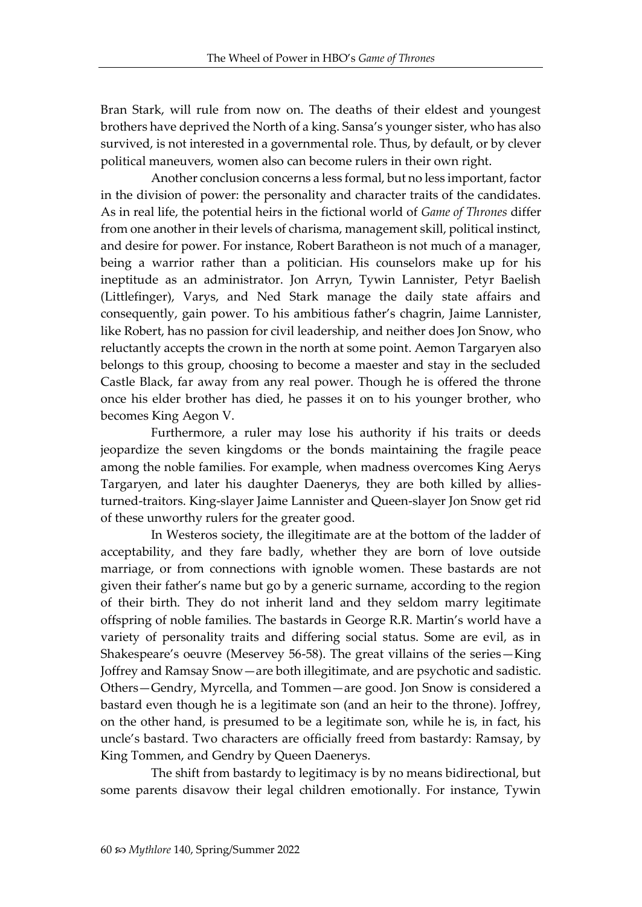Bran Stark, will rule from now on. The deaths of their eldest and youngest brothers have deprived the North of a king. Sansa's younger sister, who has also survived, is not interested in a governmental role. Thus, by default, or by clever political maneuvers, women also can become rulers in their own right.

Another conclusion concerns a less formal, but no less important, factor in the division of power: the personality and character traits of the candidates. As in real life, the potential heirs in the fictional world of *Game of Thrones* differ from one another in their levels of charisma, management skill, political instinct, and desire for power. For instance, Robert Baratheon is not much of a manager, being a warrior rather than a politician. His counselors make up for his ineptitude as an administrator. Jon Arryn, Tywin Lannister, Petyr Baelish (Littlefinger), Varys, and Ned Stark manage the daily state affairs and consequently, gain power. To his ambitious father's chagrin, Jaime Lannister, like Robert, has no passion for civil leadership, and neither does Jon Snow, who reluctantly accepts the crown in the north at some point. Aemon Targaryen also belongs to this group, choosing to become a maester and stay in the secluded Castle Black, far away from any real power. Though he is offered the throne once his elder brother has died, he passes it on to his younger brother, who becomes King Aegon V.

Furthermore, a ruler may lose his authority if his traits or deeds jeopardize the seven kingdoms or the bonds maintaining the fragile peace among the noble families. For example, when madness overcomes King Aerys Targaryen, and later his daughter Daenerys, they are both killed by allies-turned-traitors. King-slayer Jaime Lannister and Queen-slayer Jon Snow get rid of these unworthy rulers for the greater good.

In Westeros society, the illegitimate are at the bottom of the ladder of acceptability, and they fare badly, whether they are born of love outside marriage, or from connections with ignoble women. These bastards are not given their father's name but go by a generic surname, according to the region of their birth. They do not inherit land and they seldom marry legitimate offspring of noble families. The bastards in George R.R. Martin's world have a variety of personality traits and differing social status. Some are evil, as in Shakespeare's oeuvre (Meservey 56-58). The great villains of the series—King Joffrey and Ramsay Snow—are both illegitimate, and are psychotic and sadistic. Others—Gendry, Myrcella, and Tommen—are good. Jon Snow is considered a bastard even though he is a legitimate son (and an heir to the throne). Joffrey, on the other hand, is presumed to be a legitimate son, while he is, in fact, his uncle's bastard. Two characters are officially freed from bastardy: Ramsay, by King Tommen, and Gendry by Queen Daenerys.

The shift from bastardy to legitimacy is by no means bidirectional, but some parents disavow their legal children emotionally. For instance, Tywin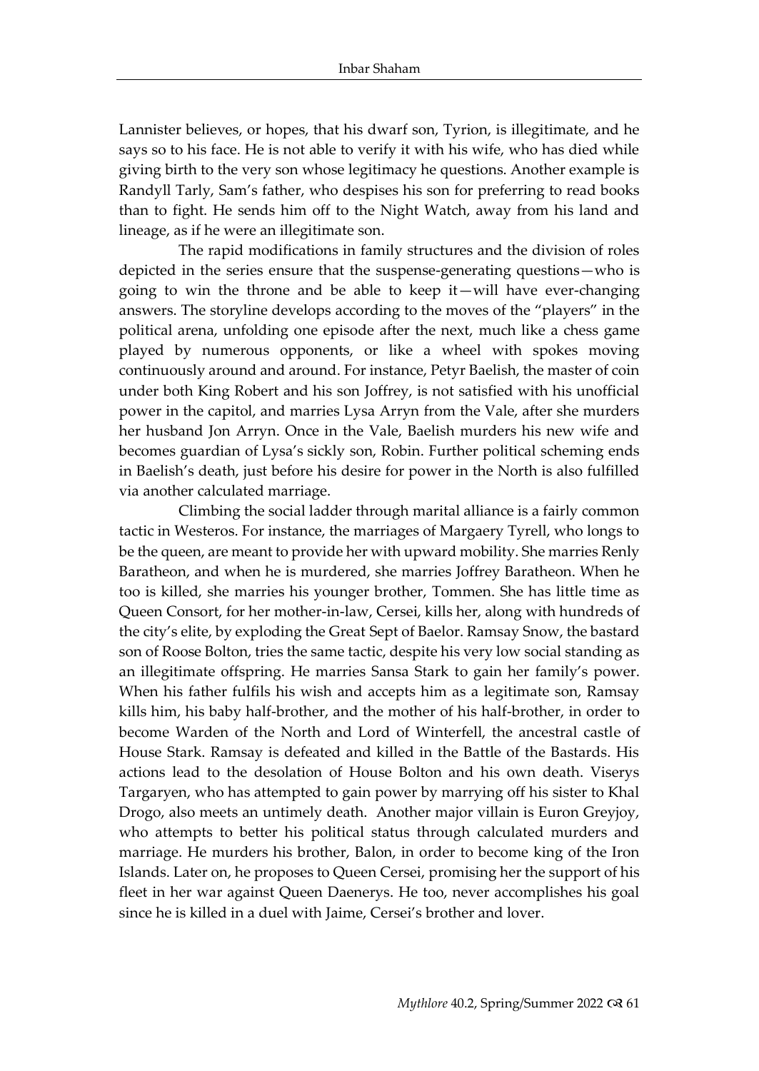Lannister believes, or hopes, that his dwarf son, Tyrion, is illegitimate, and he says so to his face. He is not able to verify it with his wife, who has died while giving birth to the very son whose legitimacy he questions. Another example is Randyll Tarly, Sam's father, who despises his son for preferring to read books than to fight. He sends him off to the Night Watch, away from his land and lineage, as if he were an illegitimate son.

The rapid modifications in family structures and the division of roles depicted in the series ensure that the suspense-generating questions—who is going to win the throne and be able to keep it—will have ever-changing answers. The storyline develops according to the moves of the "players" in the political arena, unfolding one episode after the next, much like a chess game played by numerous opponents, or like a wheel with spokes moving continuously around and around. For instance, Petyr Baelish, the master of coin under both King Robert and his son Joffrey, is not satisfied with his unofficial power in the capitol, and marries Lysa Arryn from the Vale, after she murders her husband Jon Arryn. Once in the Vale, Baelish murders his new wife and becomes guardian of Lysa's sickly son, Robin. Further political scheming ends in Baelish's death, just before his desire for power in the North is also fulfilled via another calculated marriage.

Climbing the social ladder through marital alliance is a fairly common tactic in Westeros. For instance, the marriages of Margaery Tyrell, who longs to be the queen, are meant to provide her with upward mobility. She marries Renly Baratheon, and when he is murdered, she marries Joffrey Baratheon. When he too is killed, she marries his younger brother, Tommen. She has little time as Queen Consort, for her mother-in-law, Cersei, kills her, along with hundreds of the city's elite, by exploding the Great Sept of Baelor. Ramsay Snow, the bastard son of Roose Bolton, tries the same tactic, despite his very low social standing as an illegitimate offspring. He marries Sansa Stark to gain her family's power. When his father fulfils his wish and accepts him as a legitimate son, Ramsay kills him, his baby half-brother, and the mother of his half-brother, in order to become Warden of the North and Lord of Winterfell, the ancestral castle of House Stark. Ramsay is defeated and killed in the Battle of the Bastards. His actions lead to the desolation of House Bolton and his own death. Viserys Targaryen, who has attempted to gain power by marrying off his sister to Khal Drogo, also meets an untimely death. Another major villain is Euron Greyjoy, who attempts to better his political status through calculated murders and marriage. He murders his brother, Balon, in order to become king of the Iron Islands. Later on, he proposes to Queen Cersei, promising her the support of his fleet in her war against Queen Daenerys. He too, never accomplishes his goal since he is killed in a duel with Jaime, Cersei's brother and lover.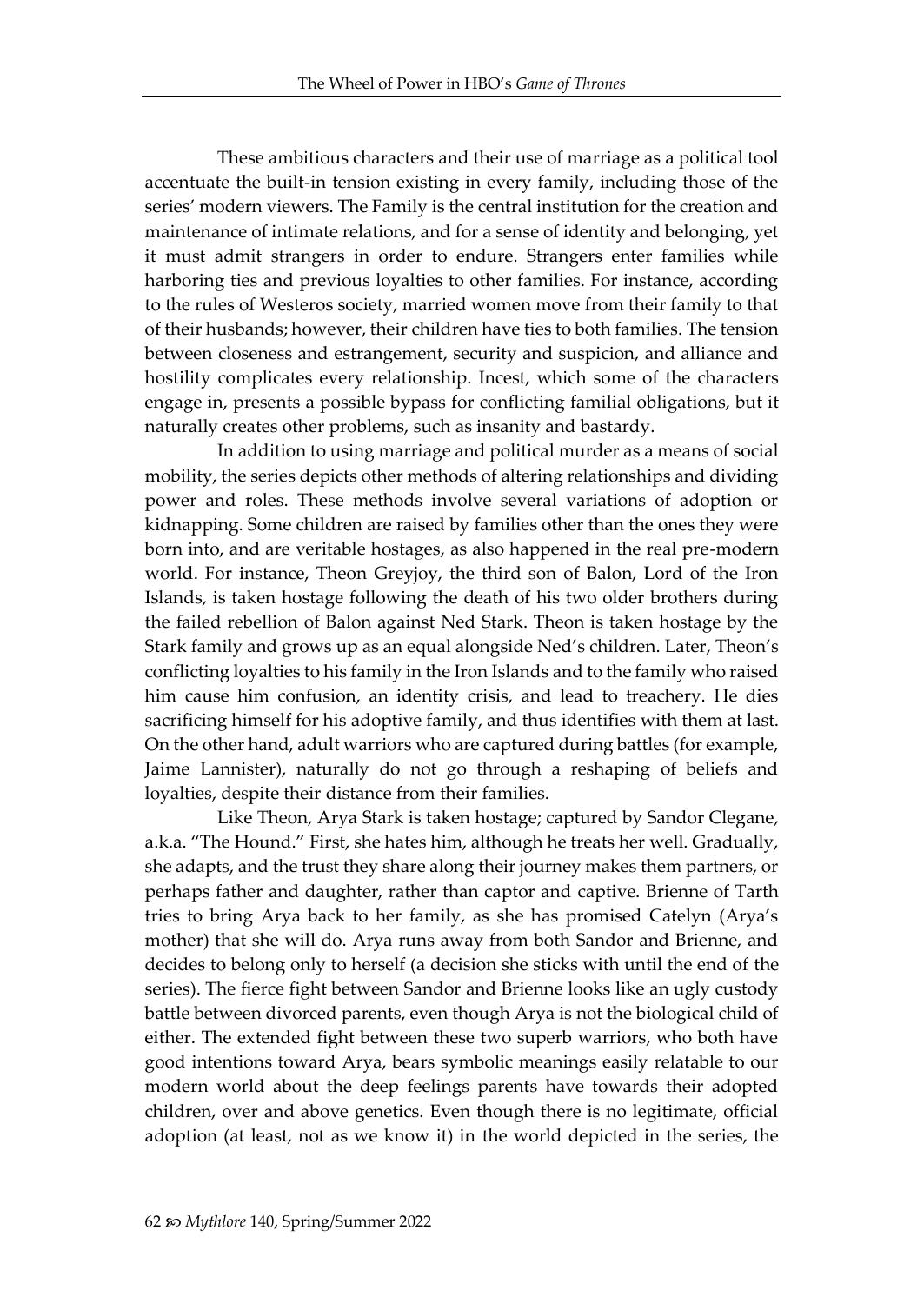These ambitious characters and their use of marriage as a political tool accentuate the built-in tension existing in every family, including those of the series' modern viewers. The Family is the central institution for the creation and maintenance of intimate relations, and for a sense of identity and belonging, yet it must admit strangers in order to endure. Strangers enter families while harboring ties and previous loyalties to other families. For instance, according to the rules of Westeros society, married women move from their family to that of their husbands; however, their children have ties to both families. The tension between closeness and estrangement, security and suspicion, and alliance and hostility complicates every relationship. Incest, which some of the characters engage in, presents a possible bypass for conflicting familial obligations, but it naturally creates other problems, such as insanity and bastardy.

In addition to using marriage and political murder as a means of social mobility, the series depicts other methods of altering relationships and dividing power and roles. These methods involve several variations of adoption or kidnapping. Some children are raised by families other than the ones they were born into, and are veritable hostages, as also happened in the real pre-modern world. For instance, Theon Greyjoy, the third son of Balon, Lord of the Iron Islands, is taken hostage following the death of his two older brothers during the failed rebellion of Balon against Ned Stark. Theon is taken hostage by the Stark family and grows up as an equal alongside Ned's children. Later, Theon's conflicting loyalties to his family in the Iron Islands and to the family who raised him cause him confusion, an identity crisis, and lead to treachery. He dies sacrificing himself for his adoptive family, and thus identifies with them at last. On the other hand, adult warriors who are captured during battles (for example, Jaime Lannister), naturally do not go through a reshaping of beliefs and loyalties, despite their distance from their families.

Like Theon, Arya Stark is taken hostage; captured by Sandor Clegane, a.k.a. "The Hound." First, she hates him, although he treats her well. Gradually, she adapts, and the trust they share along their journey makes them partners, or perhaps father and daughter, rather than captor and captive. Brienne of Tarth tries to bring Arya back to her family, as she has promised Catelyn (Arya's mother) that she will do. Arya runs away from both Sandor and Brienne, and decides to belong only to herself (a decision she sticks with until the end of the series). The fierce fight between Sandor and Brienne looks like an ugly custody battle between divorced parents, even though Arya is not the biological child of either. The extended fight between these two superb warriors, who both have good intentions toward Arya, bears symbolic meanings easily relatable to our modern world about the deep feelings parents have towards their adopted children, over and above genetics. Even though there is no legitimate, official adoption (at least, not as we know it) in the world depicted in the series, the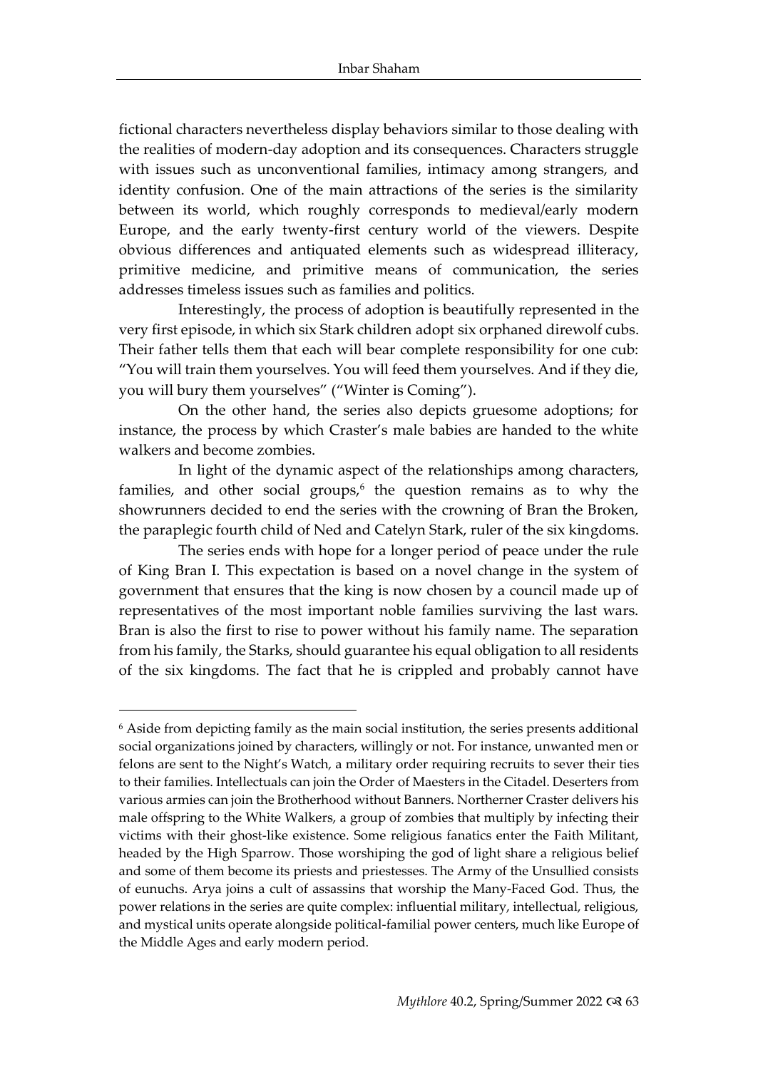fictional characters nevertheless display behaviors similar to those dealing with the realities of modern-day adoption and its consequences. Characters struggle with issues such as unconventional families, intimacy among strangers, and identity confusion. One of the main attractions of the series is the similarity between its world, which roughly corresponds to medieval/early modern Europe, and the early twenty-first century world of the viewers. Despite obvious differences and antiquated elements such as widespread illiteracy, primitive medicine, and primitive means of communication, the series addresses timeless issues such as families and politics.

Interestingly, the process of adoption is beautifully represented in the very first episode, in which six Stark children adopt six orphaned direwolf cubs. Their father tells them that each will bear complete responsibility for one cub: "You will train them yourselves. You will feed them yourselves. And if they die, you will bury them yourselves" ("Winter is Coming").

On the other hand, the series also depicts gruesome adoptions; for instance, the process by which Craster's male babies are handed to the white walkers and become zombies.

In light of the dynamic aspect of the relationships among characters, families, and other social groups,[6] the question remains as to why the showrunners decided to end the series with the crowning of Bran the Broken, the paraplegic fourth child of Ned and Catelyn Stark, ruler of the six kingdoms.

The series ends with hope for a longer period of peace under the rule of King Bran I. This expectation is based on a novel change in the system of government that ensures that the king is now chosen by a council made up of representatives of the most important noble families surviving the last wars. Bran is also the first to rise to power without his family name. The separation from his family, the Starks, should guarantee his equal obligation to all residents of the six kingdoms. The fact that he is crippled and probably cannot have

---

[6] Aside from depicting family as the main social institution, the series presents additional social organizations joined by characters, willingly or not. For instance, unwanted men or felons are sent to the Night's Watch, a military order requiring recruits to sever their ties to their families. Intellectuals can join the Order of Maesters in the Citadel. Deserters from various armies can join the Brotherhood without Banners. Northerner Craster delivers his male offspring to the White Walkers, a group of zombies that multiply by infecting their victims with their ghost-like existence. Some religious fanatics enter the Faith Militant, headed by the High Sparrow. Those worshiping the god of light share a religious belief and some of them become its priests and priestesses. The Army of the Unsullied consists of eunuchs. Arya joins a cult of assassins that worship the Many-Faced God. Thus, the power relations in the series are quite complex: influential military, intellectual, religious, and mystical units operate alongside political-familial power centers, much like Europe of the Middle Ages and early modern period.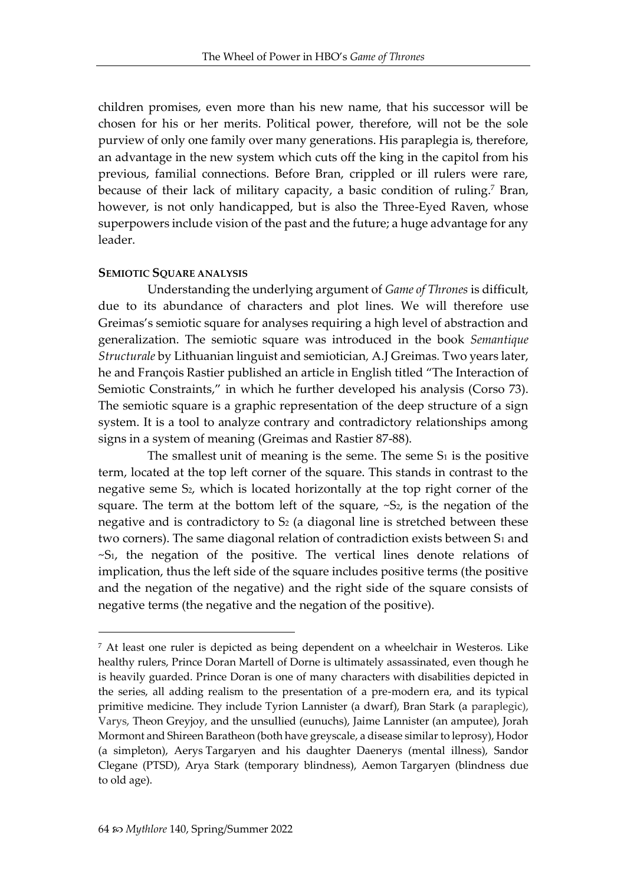children promises, even more than his new name, that his successor will be chosen for his or her merits. Political power, therefore, will not be the sole purview of only one family over many generations. His paraplegia is, therefore, an advantage in the new system which cuts off the king in the capitol from his previous, familial connections. Before Bran, crippled or ill rulers were rare, because of their lack of military capacity, a basic condition of ruling.[7] Bran, however, is not only handicapped, but is also the Three-Eyed Raven, whose superpowers include vision of the past and the future; a huge advantage for any leader.

**SEMIOTIC SQUARE ANALYSIS**

Understanding the underlying argument of *Game of Thrones* is difficult, due to its abundance of characters and plot lines. We will therefore use Greimas's semiotic square for analyses requiring a high level of abstraction and generalization. The semiotic square was introduced in the book *Semantique Structurale* by Lithuanian linguist and semiotician, A.J Greimas. Two years later, he and François Rastier published an article in English titled "The Interaction of Semiotic Constraints," in which he further developed his analysis (Corso 73). The semiotic square is a graphic representation of the deep structure of a sign system. It is a tool to analyze contrary and contradictory relationships among signs in a system of meaning (Greimas and Rastier 87-88).

The smallest unit of meaning is the seme. The seme $S_1$ is the positive term, located at the top left corner of the square. This stands in contrast to the negative seme $S_2$, which is located horizontally at the top right corner of the square. The term at the bottom left of the square, $\sim S_2$, is the negation of the negative and is contradictory to $S_2$ (a diagonal line is stretched between these two corners). The same diagonal relation of contradiction exists between $S_1$ and $\sim S_1$, the negation of the positive. The vertical lines denote relations of implication, thus the left side of the square includes positive terms (the positive and the negation of the negative) and the right side of the square consists of negative terms (the negative and the negation of the positive).

---

[7] At least one ruler is depicted as being dependent on a wheelchair in Westeros. Like healthy rulers, Prince Doran Martell of Dorne is ultimately assassinated, even though he is heavily guarded. Prince Doran is one of many characters with disabilities depicted in the series, all adding realism to the presentation of a pre-modern era, and its typical primitive medicine. They include Tyrion Lannister (a dwarf), Bran Stark (a paraplegic), Varys, Theon Greyjoy, and the unsullied (eunuchs), Jaime Lannister (an amputee), Jorah Mormont and Shireen Baratheon (both have greyscale, a disease similar to leprosy), Hodor (a simpleton), Aerys Targaryen and his daughter Daenerys (mental illness), Sandor Clegane (PTSD), Arya Stark (temporary blindness), Aemon Targaryen (blindness due to old age).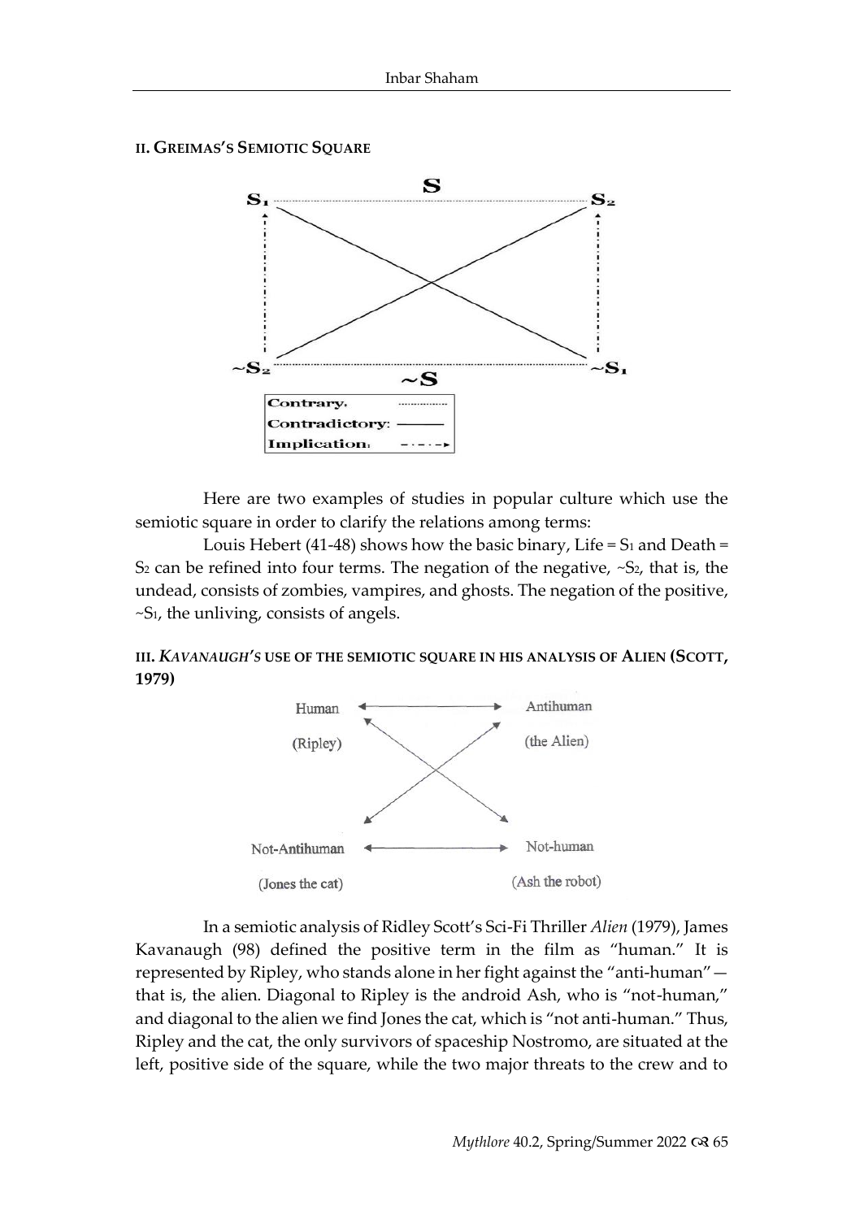## II. GREIMAS'S SEMIOTIC SQUARE

Here are two examples of studies in popular culture which use the semiotic square in order to clarify the relations among terms:

Louis Hebert (41-48) shows how the basic binary, Life = $S_1$ and Death = $S_2$ can be refined into four terms. The negation of the negative, $\sim S_2$, that is, the undead, consists of zombies, vampires, and ghosts. The negation of the positive, $\sim S_1$, the unliving, consists of angels.

## III. *KAVANAUGH'S* USE OF THE SEMIOTIC SQUARE IN HIS ANALYSIS OF ALIEN (SCOTT, 1979)

In a semiotic analysis of Ridley Scott's Sci-Fi Thriller *Alien* (1979), James Kavanaugh (98) defined the positive term in the film as "human." It is represented by Ripley, who stands alone in her fight against the "anti-human"—that is, the alien. Diagonal to Ripley is the android Ash, who is "not-human," and diagonal to the alien we find Jones the cat, which is "not anti-human." Thus, Ripley and the cat, the only survivors of spaceship Nostromo, are situated at the left, positive side of the square, while the two major threats to the crew and to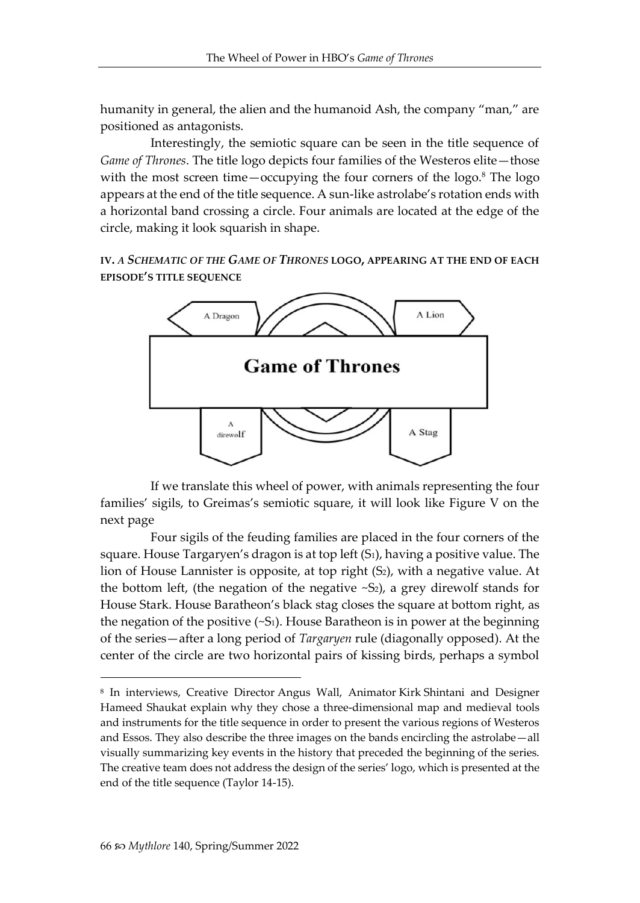humanity in general, the alien and the humanoid Ash, the company "man," are positioned as antagonists.

Interestingly, the semiotic square can be seen in the title sequence of *Game of Thrones*. The title logo depicts four families of the Westeros elite—those with the most screen time—occupying the four corners of the logo.[8] The logo appears at the end of the title sequence. A sun-like astrolabe's rotation ends with a horizontal band crossing a circle. Four animals are located at the edge of the circle, making it look squarish in shape.

**IV. *A SCHEMATIC OF THE GAME OF THRONES* LOGO, APPEARING AT THE END OF EACH EPISODE'S TITLE SEQUENCE**

A Dragon

A Lion

**Game of Thrones**

A direwolf

A Stag

If we translate this wheel of power, with animals representing the four families' sigils, to Greimas's semiotic square, it will look like Figure V on the next page

Four sigils of the feuding families are placed in the four corners of the square. House Targaryen's dragon is at top left ($S_1$), having a positive value. The lion of House Lannister is opposite, at top right ($S_2$), with a negative value. At the bottom left, (the negation of the negative $\sim S_2$), a grey direwolf stands for House Stark. House Baratheon's black stag closes the square at bottom right, as the negation of the positive ($\sim S_1$). House Baratheon is in power at the beginning of the series—after a long period of *Targaryen* rule (diagonally opposed). At the center of the circle are two horizontal pairs of kissing birds, perhaps a symbol

---

[8] In interviews, Creative Director Angus Wall, Animator Kirk Shintani and Designer Hameed Shaukat explain why they chose a three-dimensional map and medieval tools and instruments for the title sequence in order to present the various regions of Westeros and Essos. They also describe the three images on the bands encircling the astrolabe—all visually summarizing key events in the history that preceded the beginning of the series. The creative team does not address the design of the series' logo, which is presented at the end of the title sequence (Taylor 14-15).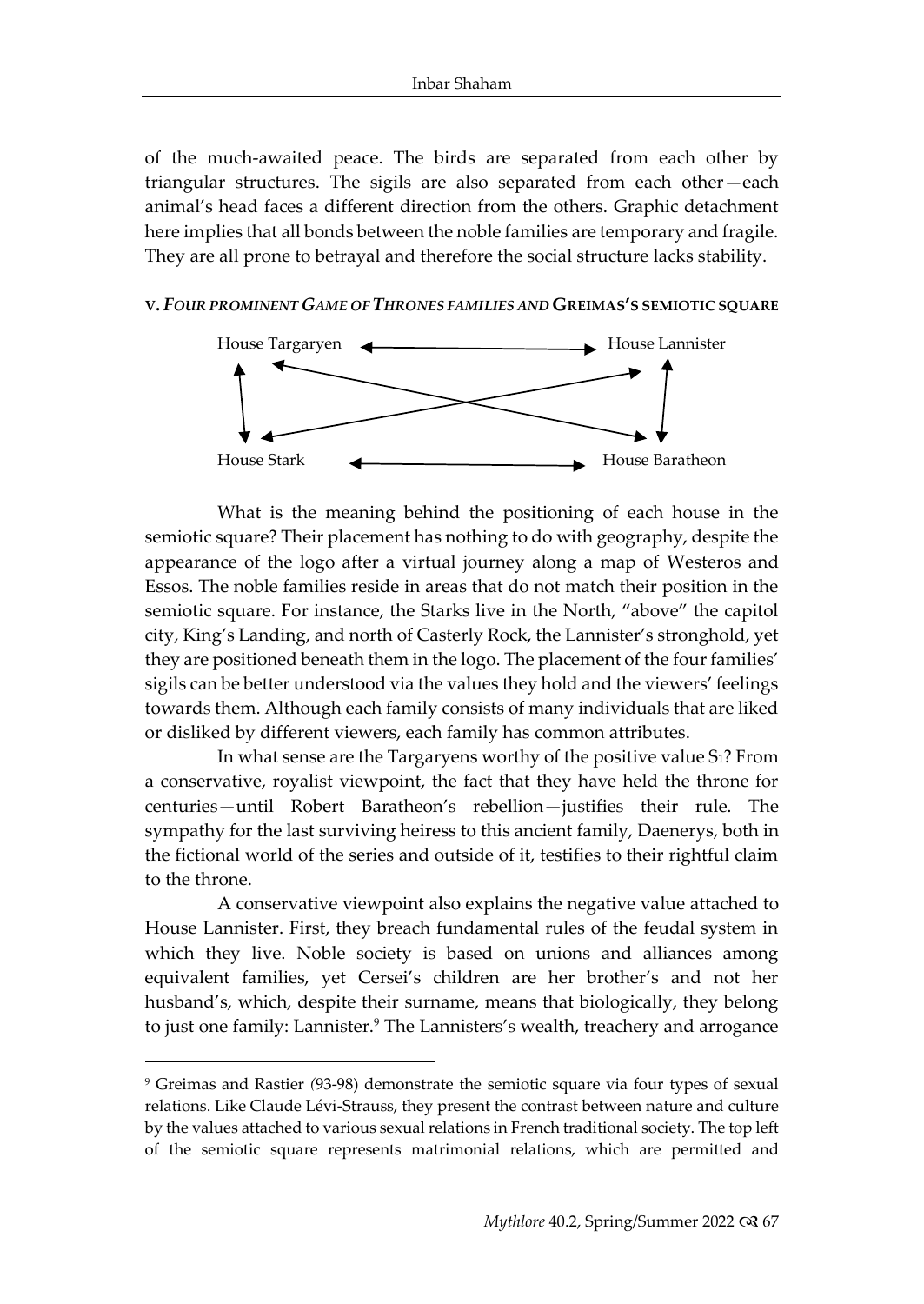of the much-awaited peace. The birds are separated from each other by triangular structures. The sigils are also separated from each other—each animal's head faces a different direction from the others. Graphic detachment here implies that all bonds between the noble families are temporary and fragile. They are all prone to betrayal and therefore the social structure lacks stability.

**V. *FOUR PROMINENT GAME OF THRONES FAMILIES AND* GREIMAS'S SEMIOTIC SQUARE**

| House Targaryen ↔ House Lannister |
|---|
| House Stark ↔ House Baratheon |

What is the meaning behind the positioning of each house in the semiotic square? Their placement has nothing to do with geography, despite the appearance of the logo after a virtual journey along a map of Westeros and Essos. The noble families reside in areas that do not match their position in the semiotic square. For instance, the Starks live in the North, "above" the capitol city, King's Landing, and north of Casterly Rock, the Lannister's stronghold, yet they are positioned beneath them in the logo. The placement of the four families' sigils can be better understood via the values they hold and the viewers' feelings towards them. Although each family consists of many individuals that are liked or disliked by different viewers, each family has common attributes.

In what sense are the Targaryens worthy of the positive value $S_1$? From a conservative, royalist viewpoint, the fact that they have held the throne for centuries—until Robert Baratheon's rebellion—justifies their rule. The sympathy for the last surviving heiress to this ancient family, Daenerys, both in the fictional world of the series and outside of it, testifies to their rightful claim to the throne.

A conservative viewpoint also explains the negative value attached to House Lannister. First, they breach fundamental rules of the feudal system in which they live. Noble society is based on unions and alliances among equivalent families, yet Cersei's children are her brother's and not her husband's, which, despite their surname, means that biologically, they belong to just one family: Lannister.[9] The Lannisters's wealth, treachery and arrogance

[9] Greimas and Rastier (93-98) demonstrate the semiotic square via four types of sexual relations. Like Claude Lévi-Strauss, they present the contrast between nature and culture by the values attached to various sexual relations in French traditional society. The top left of the semiotic square represents matrimonial relations, which are permitted and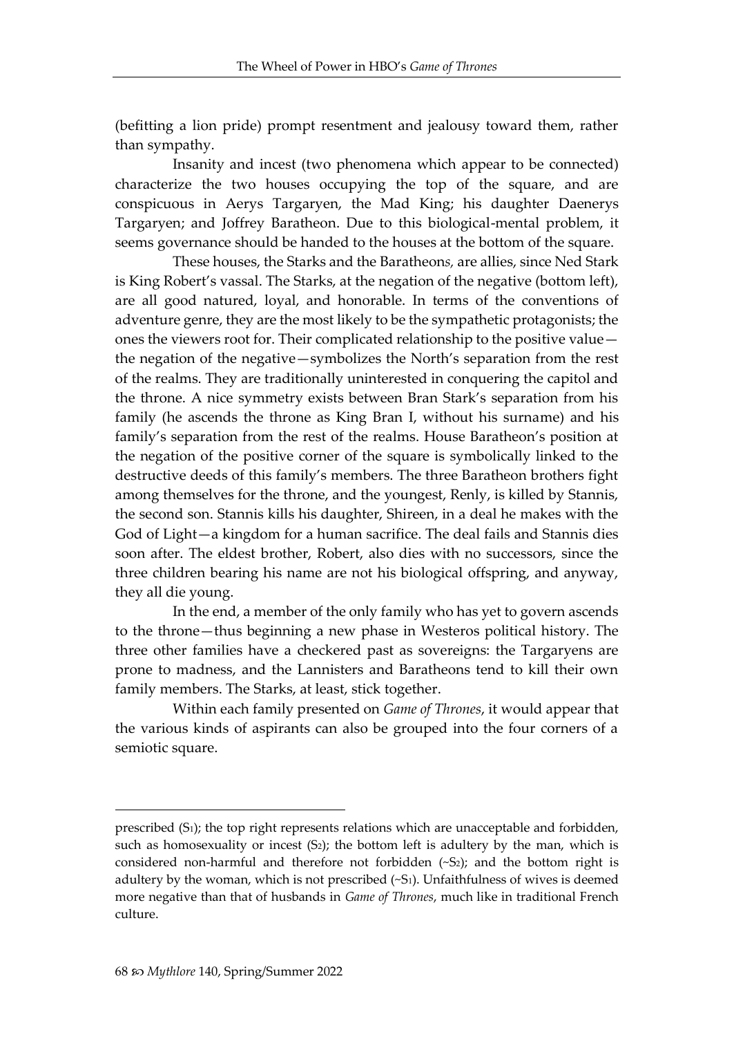(befitting a lion pride) prompt resentment and jealousy toward them, rather than sympathy.

Insanity and incest (two phenomena which appear to be connected) characterize the two houses occupying the top of the square, and are conspicuous in Aerys Targaryen, the Mad King; his daughter Daenerys Targaryen; and Joffrey Baratheon. Due to this biological-mental problem, it seems governance should be handed to the houses at the bottom of the square.

These houses, the Starks and the Baratheon*s*, are allies, since Ned Stark is King Robert's vassal. The Starks, at the negation of the negative (bottom left), are all good natured, loyal, and honorable. In terms of the conventions of adventure genre, they are the most likely to be the sympathetic protagonists; the ones the viewers root for. Their complicated relationship to the positive value—the negation of the negative—symbolizes the North's separation from the rest of the realms. They are traditionally uninterested in conquering the capitol and the throne. A nice symmetry exists between Bran Stark's separation from his family (he ascends the throne as King Bran I, without his surname) and his family's separation from the rest of the realms. House Baratheon's position at the negation of the positive corner of the square is symbolically linked to the destructive deeds of this family's members. The three Baratheon brothers fight among themselves for the throne, and the youngest, Renly, is killed by Stannis, the second son. Stannis kills his daughter, Shireen, in a deal he makes with the God of Light—a kingdom for a human sacrifice. The deal fails and Stannis dies soon after. The eldest brother, Robert, also dies with no successors, since the three children bearing his name are not his biological offspring, and anyway, they all die young.

In the end, a member of the only family who has yet to govern ascends to the throne—thus beginning a new phase in Westeros political history. The three other families have a checkered past as sovereigns: the Targaryens are prone to madness, and the Lannisters and Baratheons tend to kill their own family members. The Starks, at least, stick together.

Within each family presented on *Game of Thrones*, it would appear that the various kinds of aspirants can also be grouped into the four corners of a semiotic square.

---

prescribed ($S_1$); the top right represents relations which are unacceptable and forbidden, such as homosexuality or incest ($S_2$); the bottom left is adultery by the man, which is considered non-harmful and therefore not forbidden ($\sim S_2$); and the bottom right is adultery by the woman, which is not prescribed ($\sim S_1$). Unfaithfulness of wives is deemed more negative than that of husbands in *Game of Thrones*, much like in traditional French culture.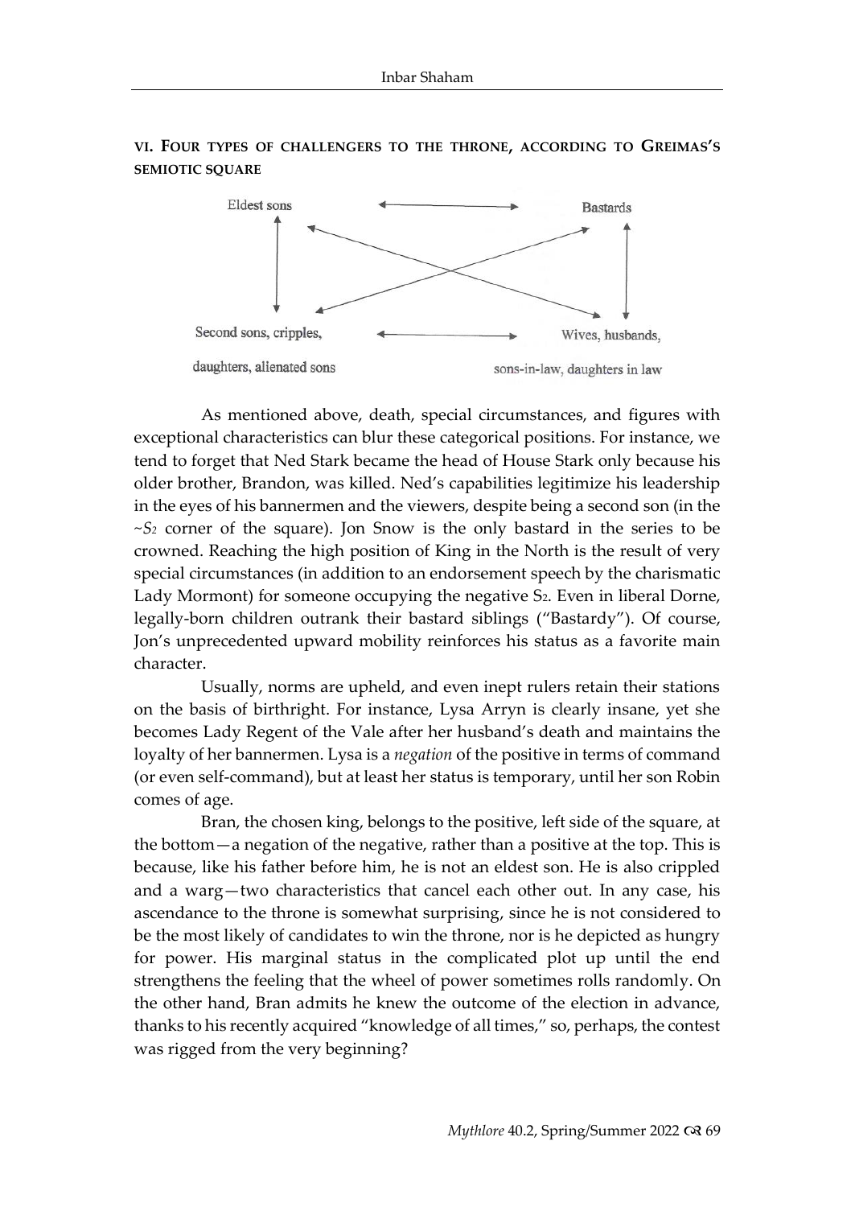### VI. Four types of challengers to the throne, according to Greimas's semiotic square

| | |
|---|---|
| Eldest sons | Bastards |
| Second sons, cripples, daughters, alienated sons | Wives, husbands, sons-in-law, daughters in law |

As mentioned above, death, special circumstances, and figures with exceptional characteristics can blur these categorical positions. For instance, we tend to forget that Ned Stark became the head of House Stark only because his older brother, Brandon, was killed. Ned's capabilities legitimize his leadership in the eyes of his bannermen and the viewers, despite being a second son (in the $\sim S_2$ corner of the square). Jon Snow is the only bastard in the series to be crowned. Reaching the high position of King in the North is the result of very special circumstances (in addition to an endorsement speech by the charismatic Lady Mormont) for someone occupying the negative $S_2$. Even in liberal Dorne, legally-born children outrank their bastard siblings ("Bastardy"). Of course, Jon's unprecedented upward mobility reinforces his status as a favorite main character.

Usually, norms are upheld, and even inept rulers retain their stations on the basis of birthright. For instance, Lysa Arryn is clearly insane, yet she becomes Lady Regent of the Vale after her husband's death and maintains the loyalty of her bannermen. Lysa is a *negation* of the positive in terms of command (or even self-command), but at least her status is temporary, until her son Robin comes of age.

Bran, the chosen king, belongs to the positive, left side of the square, at the bottom—a negation of the negative, rather than a positive at the top. This is because, like his father before him, he is not an eldest son. He is also crippled and a warg—two characteristics that cancel each other out. In any case, his ascendance to the throne is somewhat surprising, since he is not considered to be the most likely of candidates to win the throne, nor is he depicted as hungry for power. His marginal status in the complicated plot up until the end strengthens the feeling that the wheel of power sometimes rolls randomly. On the other hand, Bran admits he knew the outcome of the election in advance, thanks to his recently acquired "knowledge of all times," so, perhaps, the contest was rigged from the very beginning?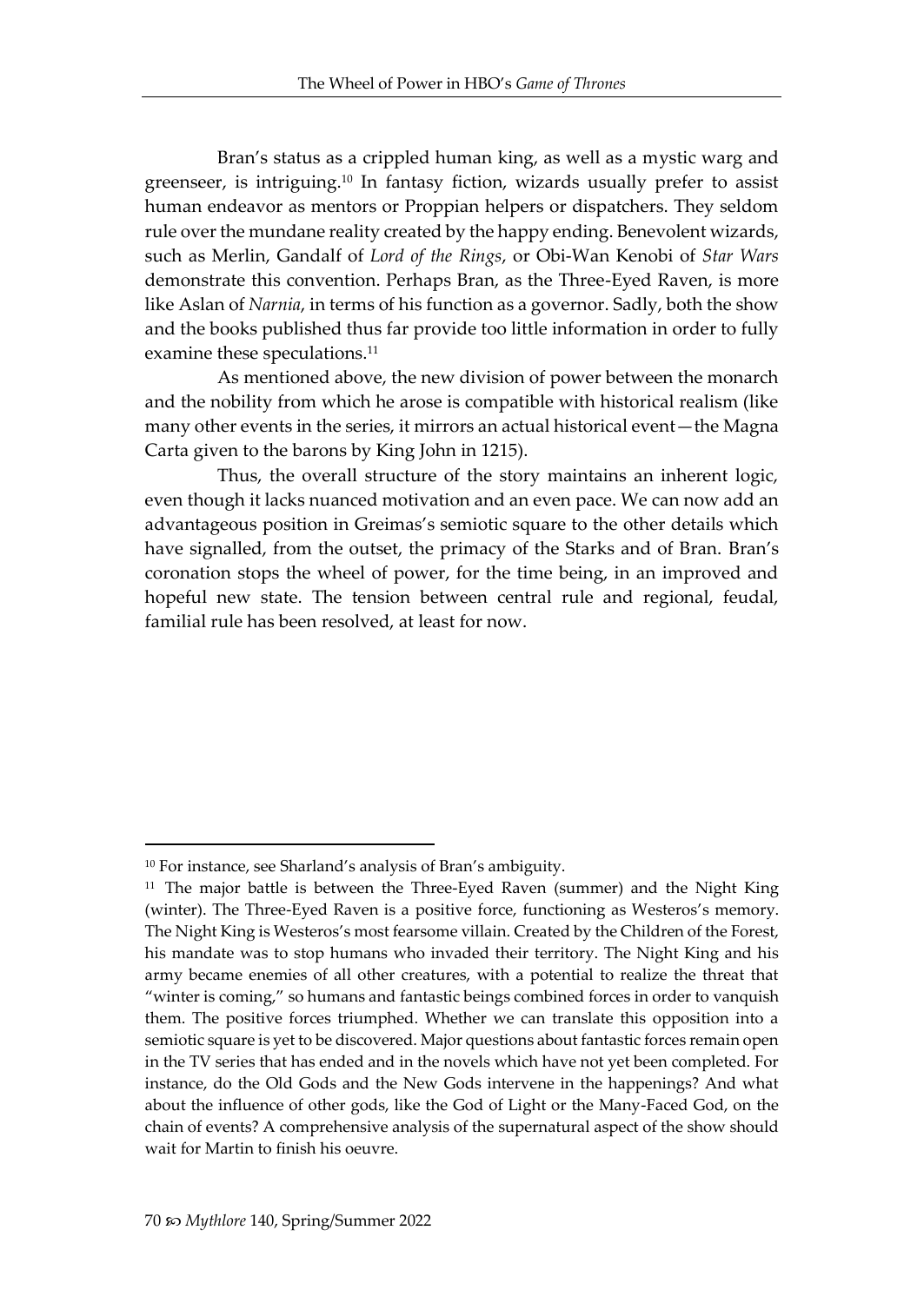Bran's status as a crippled human king, as well as a mystic warg and greenseer, is intriguing.[10] In fantasy fiction, wizards usually prefer to assist human endeavor as mentors or Proppian helpers or dispatchers. They seldom rule over the mundane reality created by the happy ending. Benevolent wizards, such as Merlin, Gandalf of *Lord of the Rings*, or Obi-Wan Kenobi of *Star Wars* demonstrate this convention. Perhaps Bran, as the Three-Eyed Raven, is more like Aslan of *Narnia*, in terms of his function as a governor. Sadly, both the show and the books published thus far provide too little information in order to fully examine these speculations.[11]

As mentioned above, the new division of power between the monarch and the nobility from which he arose is compatible with historical realism (like many other events in the series, it mirrors an actual historical event—the Magna Carta given to the barons by King John in 1215).

Thus, the overall structure of the story maintains an inherent logic, even though it lacks nuanced motivation and an even pace. We can now add an advantageous position in Greimas's semiotic square to the other details which have signalled, from the outset, the primacy of the Starks and of Bran. Bran's coronation stops the wheel of power, for the time being, in an improved and hopeful new state. The tension between central rule and regional, feudal, familial rule has been resolved, at least for now.

---

[10] For instance, see Sharland's analysis of Bran's ambiguity.

[11] The major battle is between the Three-Eyed Raven (summer) and the Night King (winter). The Three-Eyed Raven is a positive force, functioning as Westeros's memory. The Night King is Westeros's most fearsome villain. Created by the Children of the Forest, his mandate was to stop humans who invaded their territory. The Night King and his army became enemies of all other creatures, with a potential to realize the threat that "winter is coming," so humans and fantastic beings combined forces in order to vanquish them. The positive forces triumphed. Whether we can translate this opposition into a semiotic square is yet to be discovered. Major questions about fantastic forces remain open in the TV series that has ended and in the novels which have not yet been completed. For instance, do the Old Gods and the New Gods intervene in the happenings? And what about the influence of other gods, like the God of Light or the Many-Faced God, on the chain of events? A comprehensive analysis of the supernatural aspect of the show should wait for Martin to finish his oeuvre.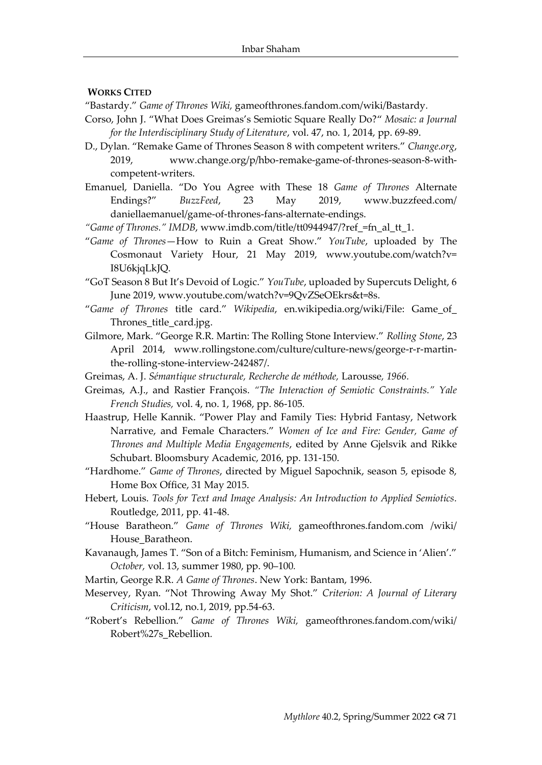## WORKS CITED

"Bastardy." *Game of Thrones Wiki,* gameofthrones.fandom.com/wiki/Bastardy.

Corso, John J. "What Does Greimas's Semiotic Square Really Do?" *Mosaic: a Journal for the Interdisciplinary Study of Literature*, vol. 47, no. 1, 2014, pp. 69-89.

D., Dylan. "Remake Game of Thrones Season 8 with competent writers." *Change.org*, 2019, www.change.org/p/hbo-remake-game-of-thrones-season-8-with-competent-writers.

Emanuel, Daniella. "Do You Agree with These 18 *Game of Thrones* Alternate Endings?" *BuzzFeed*, 23 May 2019, www.buzzfeed.com/daniellaemanuel/game-of-thrones-fans-alternate-endings.

*"Game of Thrones." IMDB*, www.imdb.com/title/tt0944947/?ref_=fn_al_tt_1.

"*Game of Thrones*—How to Ruin a Great Show." *YouTube*, uploaded by The Cosmonaut Variety Hour, 21 May 2019, www.youtube.com/watch?v=I8U6kjqLkJQ.

"GoT Season 8 But It's Devoid of Logic." *YouTube*, uploaded by Supercuts Delight, 6 June 2019, www.youtube.com/watch?v=9QvZSeOEkrs&t=8s.

"*Game of Thrones* title card." *Wikipedia*, en.wikipedia.org/wiki/File: Game_of_Thrones_title_card.jpg.

Gilmore, Mark. "George R.R. Martin: The Rolling Stone Interview." *Rolling Stone*, 23 April 2014, www.rollingstone.com/culture/culture-news/george-r-r-martin-the-rolling-stone-interview-242487/.

Greimas, A. J. *Sémantique structurale, Recherche de méthode,* Larousse*, 1966*.

Greimas, A.J., and Rastier François. *"The Interaction of Semiotic Constraints." Yale French Studies,* vol. 4, no. 1, 1968, pp. 86-105*.*

Haastrup, Helle Kannik. "Power Play and Family Ties: Hybrid Fantasy, Network Narrative, and Female Characters." *Women of Ice and Fire: Gender, Game of Thrones and Multiple Media Engagements*, edited by Anne Gjelsvik and Rikke Schubart. Bloomsbury Academic*,* 2016, pp. 131-150.

"Hardhome." *Game of Thrones*, directed by Miguel Sapochnik, season 5, episode 8, Home Box Office, 31 May 2015.

Hebert, Louis. *Tools for Text and Image Analysis: An Introduction to Applied Semiotics.* Routledge, 2011, pp. 41-48.

"House Baratheon." *Game of Thrones Wiki,* gameofthrones.fandom.com /wiki/House_Baratheon.

Kavanaugh, James T. "Son of a Bitch: Feminism, Humanism, and Science in 'Alien'." *October,* vol. 13, summer 1980, pp. 90–100*.*

Martin, George R.R. *A Game of Thrones*. New York: Bantam, 1996.

Meservey, Ryan. "Not Throwing Away My Shot." *Criterion: A Journal of Literary Criticism*, vol.12, no.1, 2019, pp.54-63.

"Robert's Rebellion." *Game of Thrones Wiki,* gameofthrones.fandom.com/wiki/Robert%27s_Rebellion*.*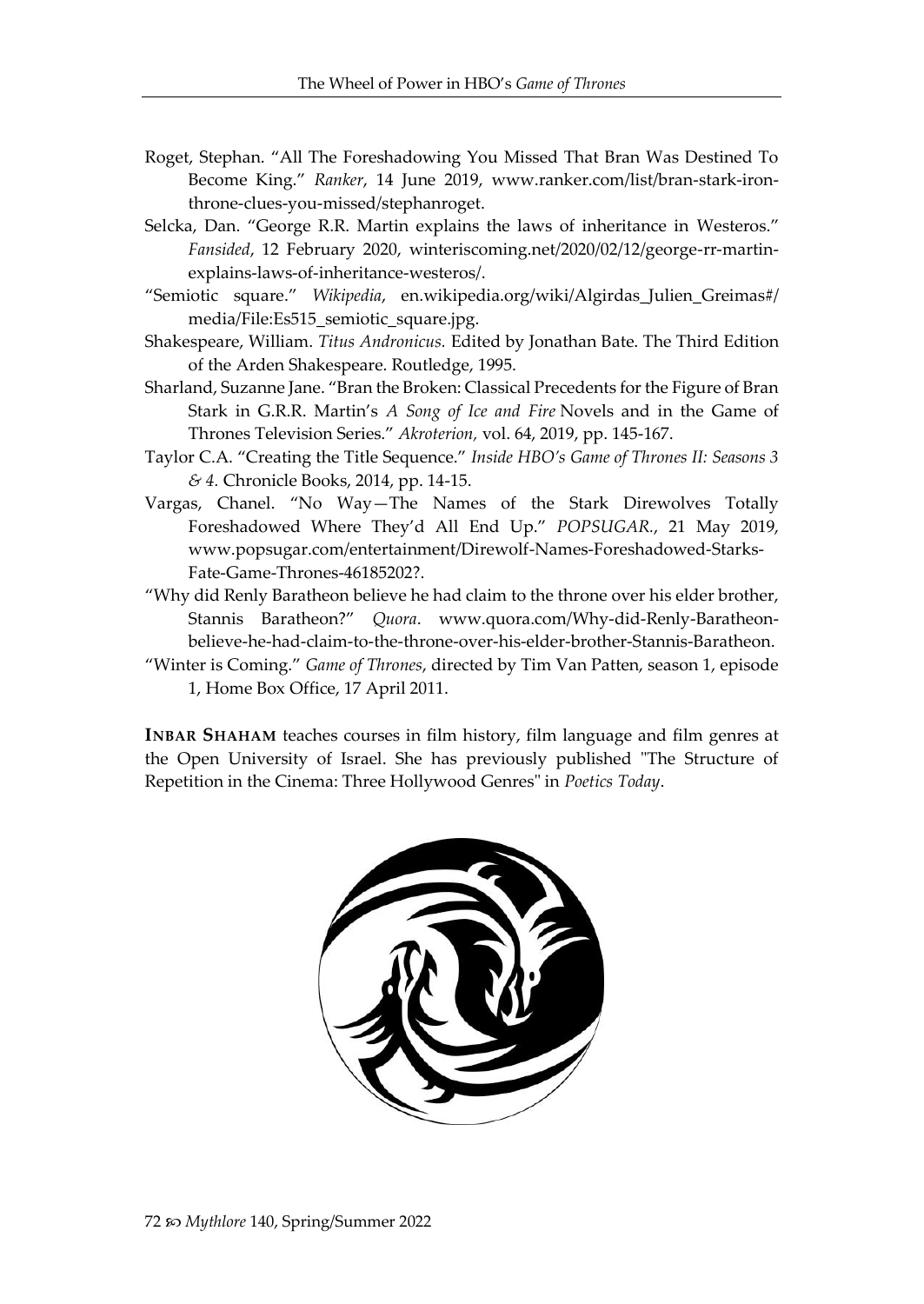Roget, Stephan. "All The Foreshadowing You Missed That Bran Was Destined To Become King." *Ranker*, 14 June 2019, www.ranker.com/list/bran-stark-iron-throne-clues-you-missed/stephanroget.

Selcka, Dan. "George R.R. Martin explains the laws of inheritance in Westeros." *Fansided*, 12 February 2020, winteriscoming.net/2020/02/12/george-rr-martin-explains-laws-of-inheritance-westeros/.

"Semiotic square." *Wikipedia*, en.wikipedia.org/wiki/Algirdas_Julien_Greimas#/media/File:Es515_semiotic_square.jpg.

Shakespeare, William. *Titus Andronicus.* Edited by Jonathan Bate. The Third Edition of the Arden Shakespeare. Routledge, 1995.

Sharland, Suzanne Jane. "Bran the Broken: Classical Precedents for the Figure of Bran Stark in G.R.R. Martin's *A Song of Ice and Fire* Novels and in the Game of Thrones Television Series." *Akroterion,* vol. 64, 2019, pp. 145-167.

Taylor C.A. "Creating the Title Sequence." *Inside HBO's Game of Thrones II: Seasons 3 & 4.* Chronicle Books, 2014, pp. 14-15.

Vargas, Chanel. "No Way—The Names of the Stark Direwolves Totally Foreshadowed Where They'd All End Up." *POPSUGAR.*, 21 May 2019, www.popsugar.com/entertainment/Direwolf-Names-Foreshadowed-Starks-Fate-Game-Thrones-46185202?.

"Why did Renly Baratheon believe he had claim to the throne over his elder brother, Stannis Baratheon?" *Quora*. www.quora.com/Why-did-Renly-Baratheon-believe-he-had-claim-to-the-throne-over-his-elder-brother-Stannis-Baratheon.

"Winter is Coming." *Game of Thrones*, directed by Tim Van Patten, season 1, episode 1, Home Box Office, 17 April 2011.

**INBAR SHAHAM** teaches courses in film history, film language and film genres at the Open University of Israel. She has previously published "The Structure of Repetition in the Cinema: Three Hollywood Genres" in *Poetics Today*.